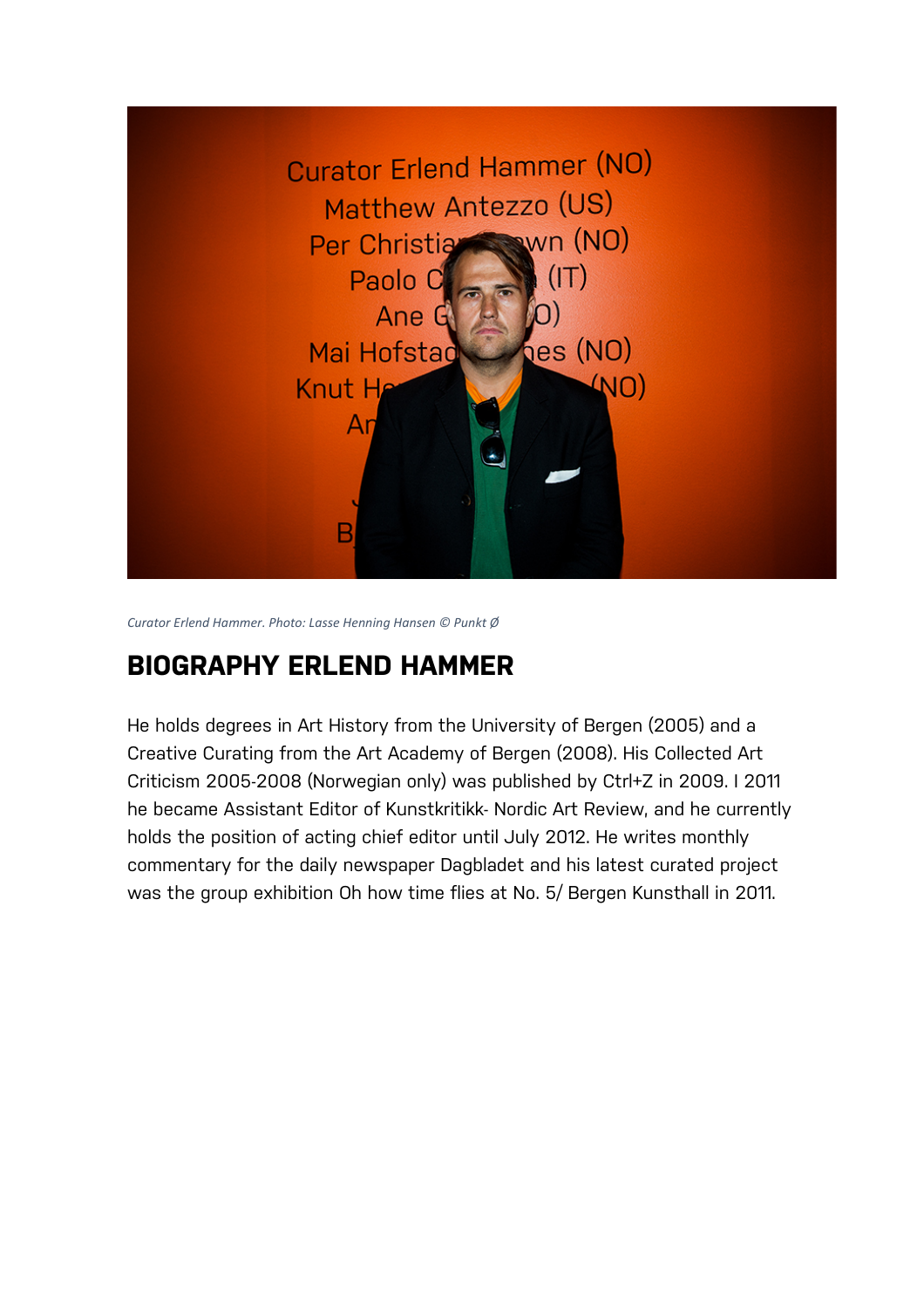*Curator Erlend Hammer. Photo: Lasse Henning Hansen © Punkt Ø*

## BIOGRAPHY ERLEND HAMMER

He holds degrees in Art History from the University of Bergen (2005) and a Creative Curating from the Art Academy of Bergen (2008). His Collected Art Criticism 2005-2008 (Norwegian only) was published by Ctrl+Z in 2009. I 2011 he became Assistant Editor of Kunstkritikk- Nordic Art Review, and he currently holds the position of acting chief editor until July 2012. He writes monthly commentary for the daily newspaper Dagbladet and his latest curated project was the group exhibition Oh how time flies at No. 5/ Bergen Kunsthall in 2011.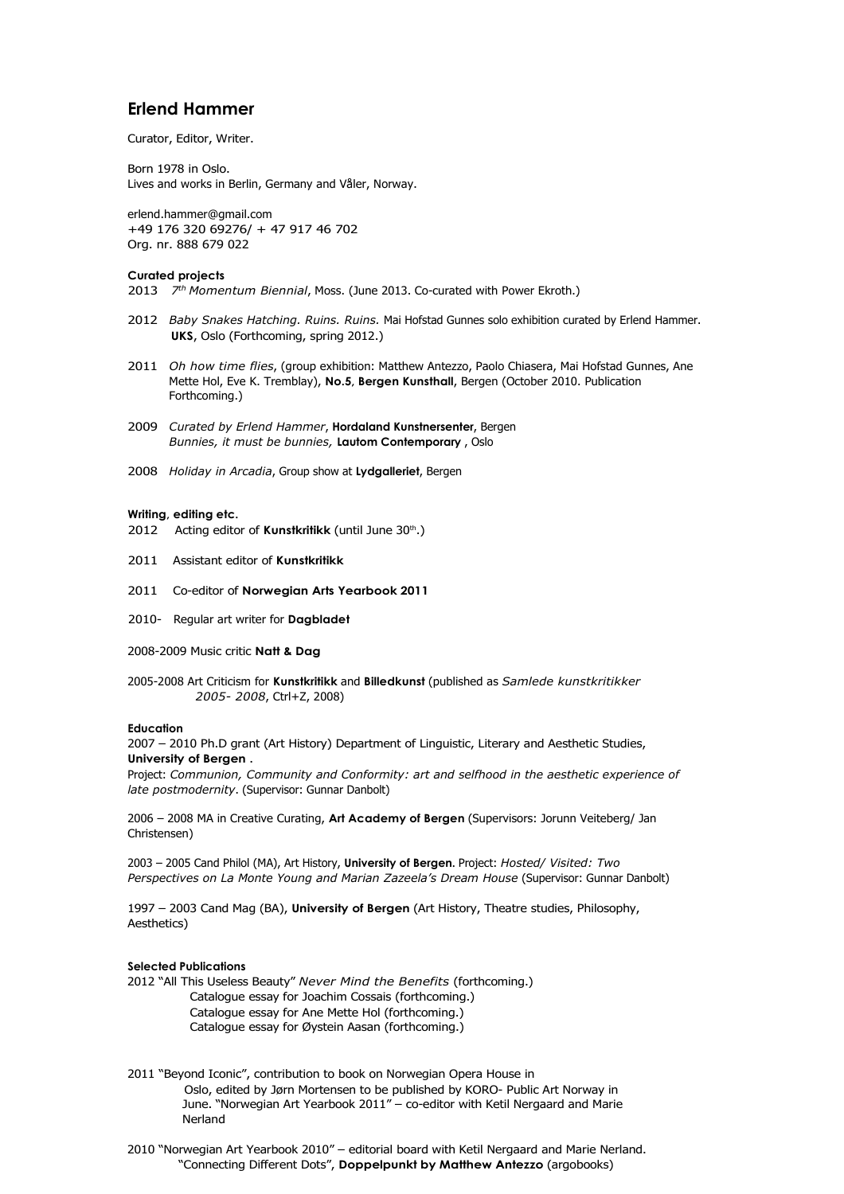# Erlend Hammer

Curator, Editor, Writer.

Born 1978 in Oslo.
Lives and works in Berlin, Germany and Våler, Norway.

erlend.hammer@gmail.com
+49 176 320 69276/ + 47 917 46 702
Org. nr. 888 679 022

#### Curated projects

2013 *7th Momentum Biennial*, Moss. (June 2013. Co-curated with Power Ekroth.)

2012 *Baby Snakes Hatching. Ruins. Ruins.* Mai Hofstad Gunnes solo exhibition curated by Erlend Hammer. **UKS**, Oslo (Forthcoming, spring 2012.)

2011 *Oh how time flies*, (group exhibition: Matthew Antezzo, Paolo Chiasera, Mai Hofstad Gunnes, Ane Mette Hol, Eve K. Tremblay), **No.5**, **Bergen Kunsthall**, Bergen (October 2010. Publication Forthcoming.)

2009 *Curated by Erlend Hammer*, **Hordaland Kunstnersenter**, Bergen
*Bunnies, it must be bunnies,* **Lautom Contemporary** , Oslo

2008 *Holiday in Arcadia*, Group show at **Lydgalleriet**, Bergen

#### Writing, editing etc.

2012 Acting editor of **Kunstkritikk** (until June 30th.)

2011 Assistant editor of **Kunstkritikk**

2011 Co-editor of **Norwegian Arts Yearbook 2011**

2010- Regular art writer for **Dagbladet**

2008-2009 Music critic **Natt & Dag**

2005-2008 Art Criticism for **Kunstkritikk** and **Billedkunst** (published as *Samlede kunstkritikker 2005- 2008*, Ctrl+Z, 2008)

#### Education

2007 – 2010 Ph.D grant (Art History) Department of Linguistic, Literary and Aesthetic Studies, **University of Bergen** .
Project: *Communion, Community and Conformity: art and selfhood in the aesthetic experience of late postmodernity*. (Supervisor: Gunnar Danbolt)

2006 – 2008 MA in Creative Curating, **Art Academy of Bergen** (Supervisors: Jorunn Veiteberg/ Jan Christensen)

2003 – 2005 Cand Philol (MA), Art History, **University of Bergen**. Project: *Hosted/ Visited: Two Perspectives on La Monte Young and Marian Zazeela's Dream House* (Supervisor: Gunnar Danbolt)

1997 – 2003 Cand Mag (BA), **University of Bergen** (Art History, Theatre studies, Philosophy, Aesthetics)

#### Selected Publications

2012 "All This Useless Beauty" *Never Mind the Benefits* (forthcoming.)
Catalogue essay for Joachim Cossais (forthcoming.)
Catalogue essay for Ane Mette Hol (forthcoming.)
Catalogue essay for Øystein Aasan (forthcoming.)

2011 "Beyond Iconic", contribution to book on Norwegian Opera House in Oslo, edited by Jørn Mortensen to be published by KORO- Public Art Norway in June. "Norwegian Art Yearbook 2011" – co-editor with Ketil Nergaard and Marie Nerland

2010 "Norwegian Art Yearbook 2010" – editorial board with Ketil Nergaard and Marie Nerland.
"Connecting Different Dots", **Doppelpunkt by Matthew Antezzo** (argobooks)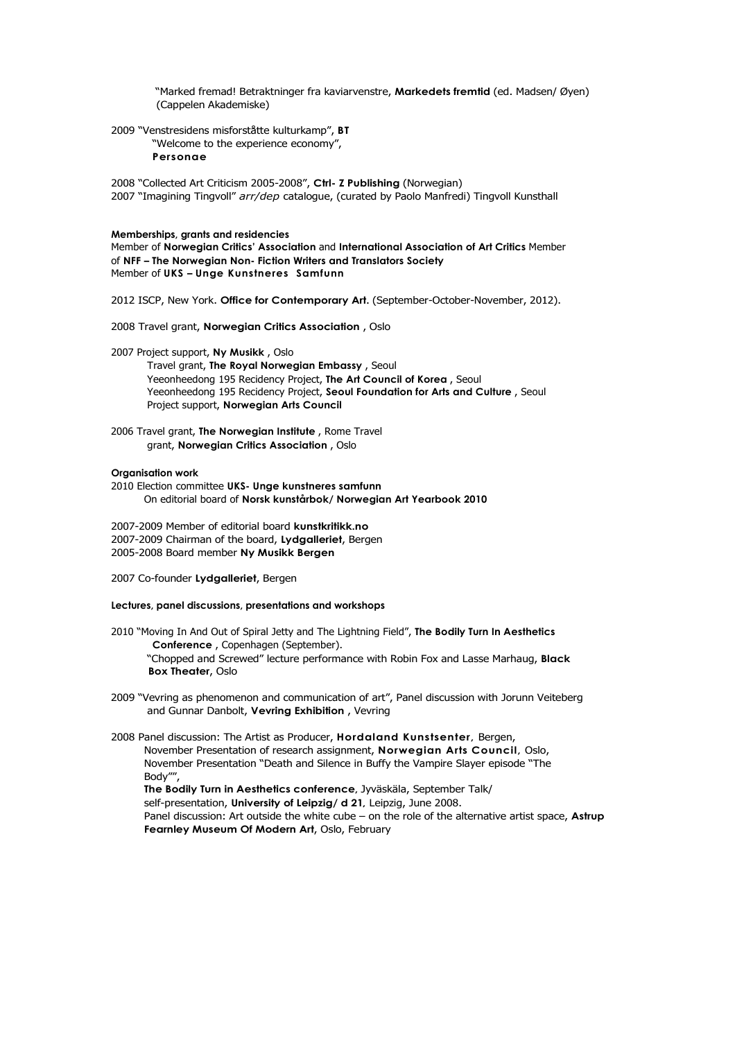"Marked fremad! Betraktninger fra kaviarvenstre, **Markedets fremtid** (ed. Madsen/ Øyen) (Cappelen Akademiske)

2009 "Venstresidens misforståtte kulturkamp", **BT**
"Welcome to the experience economy",
**Personae**

2008 "Collected Art Criticism 2005-2008", **Ctrl- Z Publishing** (Norwegian)
2007 "Imagining Tingvoll" *arr/dep* catalogue, (curated by Paolo Manfredi) Tingvoll Kunsthall

**Memberships, grants and residencies**

Member of **Norwegian Critics' Association** and **International Association of Art Critics** Member of **NFF – The Norwegian Non- Fiction Writers and Translators Society**
Member of **UKS – Unge Kunstneres Samfunn**

2012 ISCP, New York. **Office for Contemporary Art.** (September-October-November, 2012).

2008 Travel grant, **Norwegian Critics Association** , Oslo

2007 Project support, **Ny Musikk** , Oslo
Travel grant, **The Royal Norwegian Embassy** , Seoul
Yeeonheedong 195 Recidency Project, **The Art Council of Korea** , Seoul
Yeeonheedong 195 Recidency Project, **Seoul Foundation for Arts and Culture** , Seoul
Project support, **Norwegian Arts Council**

2006 Travel grant, **The Norwegian Institute** , Rome Travel grant, **Norwegian Critics Association** , Oslo

**Organisation work**

2010 Election committee **UKS- Unge kunstneres samfunn**
On editorial board of **Norsk kunstårbok/ Norwegian Art Yearbook 2010**

2007-2009 Member of editorial board **kunstkritikk.no**
2007-2009 Chairman of the board, **Lydgalleriet**, Bergen
2005-2008 Board member **Ny Musikk Bergen**

2007 Co-founder **Lydgalleriet**, Bergen

**Lectures, panel discussions, presentations and workshops**

2010 "Moving In And Out of Spiral Jetty and The Lightning Field", **The Bodily Turn In Aesthetics Conference** , Copenhagen (September).
"Chopped and Screwed" lecture performance with Robin Fox and Lasse Marhaug, **Black Box Theater**, Oslo

2009 "Vevring as phenomenon and communication of art", Panel discussion with Jorunn Veiteberg and Gunnar Danbolt, **Vevring Exhibition** , Vevring

2008 Panel discussion: The Artist as Producer, **Hordaland Kunstsenter**, Bergen, November Presentation of research assignment, **Norwegian Arts Council**, Oslo, November Presentation "Death and Silence in Buffy the Vampire Slayer episode "The Body"",
**The Bodily Turn in Aesthetics conference**, Jyväskäla, September Talk/ self-presentation, **University of Leipzig/ d 21**, Leipzig, June 2008.
Panel discussion: Art outside the white cube – on the role of the alternative artist space, **Astrup Fearnley Museum Of Modern Art**, Oslo, February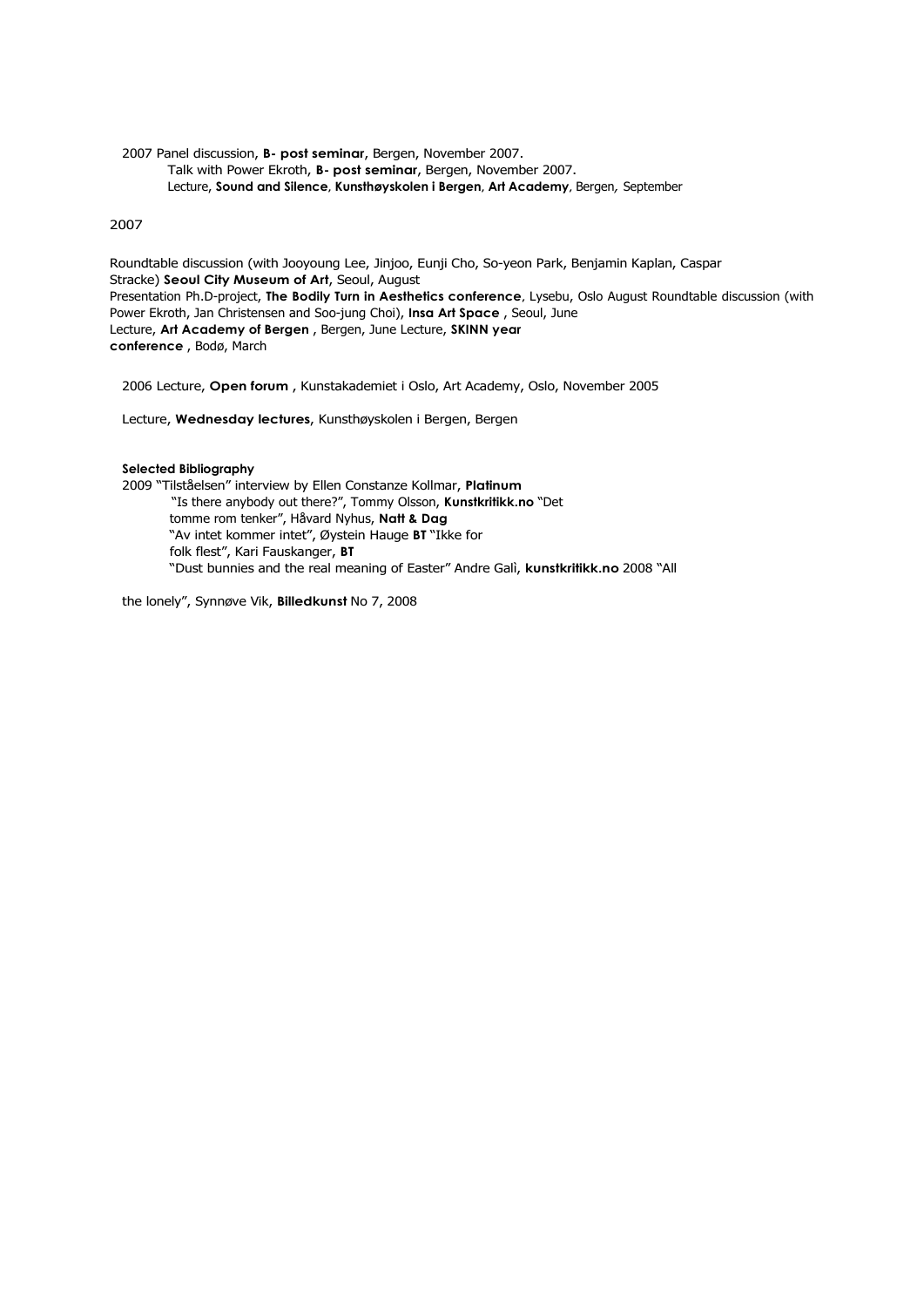2007 Panel discussion, **B- post seminar**, Bergen, November 2007.
Talk with Power Ekroth, **B- post seminar**, Bergen, November 2007.
Lecture, **Sound and Silence**, **Kunsthøyskolen i Bergen**, **Art Academy**, Bergen, September

2007

Roundtable discussion (with Jooyoung Lee, Jinjoo, Eunji Cho, So-yeon Park, Benjamin Kaplan, Caspar Stracke) **Seoul City Museum of Art**, Seoul, August
Presentation Ph.D-project, **The Bodily Turn in Aesthetics conference**, Lysebu, Oslo August Roundtable discussion (with Power Ekroth, Jan Christensen and Soo-jung Choi), **Insa Art Space** , Seoul, June
Lecture, **Art Academy of Bergen** , Bergen, June Lecture, **SKINN year conference** , Bodø, March

2006 Lecture, **Open forum** , Kunstakademiet i Oslo, Art Academy, Oslo, November 2005

Lecture, **Wednesday lectures**, Kunsthøyskolen i Bergen, Bergen

**Selected Bibliography**

2009 "Tilståelsen" interview by Ellen Constanze Kollmar, **Platinum**
"Is there anybody out there?", Tommy Olsson, **Kunstkritikk.no** "Det tomme rom tenker", Håvard Nyhus, **Natt & Dag**
"Av intet kommer intet", Øystein Hauge **BT** "Ikke for folk flest", Kari Fauskanger, **BT**
"Dust bunnies and the real meaning of Easter" Andre Galì, **kunstkritikk.no** 2008 "All the lonely", Synnøve Vik, **Billedkunst** No 7, 2008